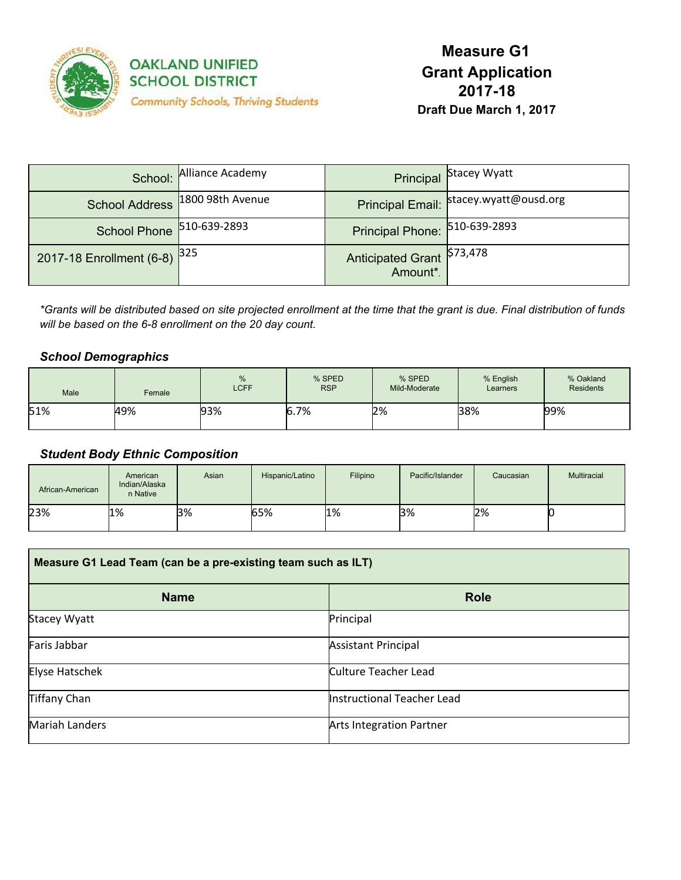OAKLAND UNIFIED SCHOOL DISTRICT

Community Schools, Thriving Students

# Measure G1 Grant Application 2017-18

**Draft Due March 1, 2017**

| School: | Alliance Academy | Principal | Stacey Wyatt |
|---|---|---|---|
| School Address | 1800 98th Avenue | Principal Email: | stacey.wyatt@ousd.org |
| School Phone | 510-639-2893 | Principal Phone: | 510-639-2893 |
| 2017-18 Enrollment (6-8) | 325 | Anticipated Grant Amount*. | $73,478 |

*\*Grants will be distributed based on site projected enrollment at the time that the grant is due. Final distribution of funds will be based on the 6-8 enrollment on the 20 day count.*

### *School Demographics*

| Male | Female | % LCFF | % SPED RSP | % SPED Mild-Moderate | % English Learners | % Oakland Residents |
|---|---|---|---|---|---|---|
| 51% | 49% | 93% | 6.7% | 2% | 38% | 99% |

### *Student Body Ethnic Composition*

| African-American | American Indian/Alaskan Native | Asian | Hispanic/Latino | Filipino | Pacific/Islander | Caucasian | Multiracial |
|---|---|---|---|---|---|---|---|
| 23% | 1% | 3% | 65% | 1% | 3% | 2% | 0 |

| Measure G1 Lead Team (can be a pre-existing team such as ILT) | |
|---|---|
| **Name** | **Role** |
| Stacey Wyatt | Principal |
| Faris Jabbar | Assistant Principal |
| Elyse Hatschek | Culture Teacher Lead |
| Tiffany Chan | Instructional Teacher Lead |
| Mariah Landers | Arts Integration Partner |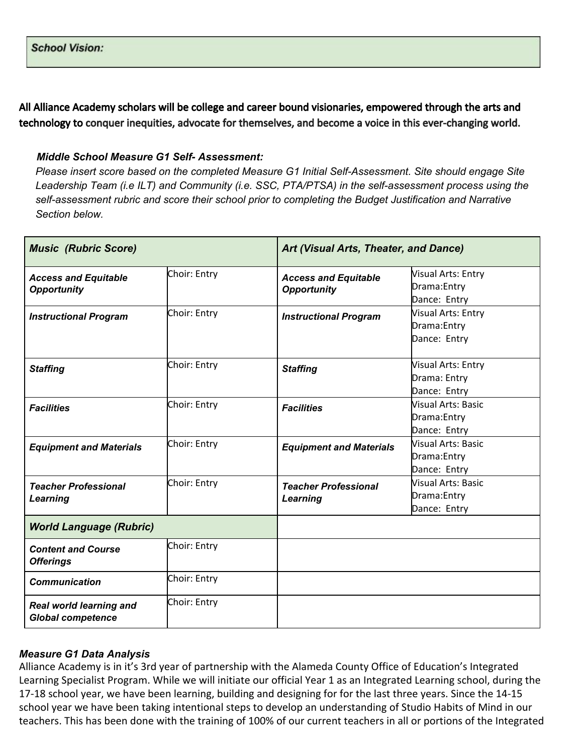**School Vision:**

**All Alliance Academy scholars will be college and career bound visionaries, empowered through the arts and technology to conquer inequities, advocate for themselves, and become a voice in this ever-changing world.**

***Middle School Measure G1 Self- Assessment:***

*Please insert score based on the completed Measure G1 Initial Self-Assessment. Site should engage Site Leadership Team (i.e ILT) and Community (i.e. SSC, PTA/PTSA) in the self-assessment process using the self-assessment rubric and score their school prior to completing the Budget Justification and Narrative Section below.*

| ***Music (Rubric Score)*** | | ***Art (Visual Arts, Theater, and Dance)*** | |
|---|---|---|---|
| ***Access and Equitable Opportunity*** | Choir: Entry | ***Access and Equitable Opportunity*** | Visual Arts: Entry<br>Drama:Entry<br>Dance: Entry |
| ***Instructional Program*** | Choir: Entry | ***Instructional Program*** | Visual Arts: Entry<br>Drama:Entry<br>Dance: Entry |
| ***Staffing*** | Choir: Entry | ***Staffing*** | Visual Arts: Entry<br>Drama: Entry<br>Dance: Entry |
| ***Facilities*** | Choir: Entry | ***Facilities*** | Visual Arts: Basic<br>Drama:Entry<br>Dance: Entry |
| ***Equipment and Materials*** | Choir: Entry | ***Equipment and Materials*** | Visual Arts: Basic<br>Drama:Entry<br>Dance: Entry |
| ***Teacher Professional Learning*** | Choir: Entry | ***Teacher Professional Learning*** | Visual Arts: Basic<br>Drama:Entry<br>Dance: Entry |
| ***World Language (Rubric)*** | | | |
| ***Content and Course Offerings*** | Choir: Entry | | |
| ***Communication*** | Choir: Entry | | |
| ***Real world learning and Global competence*** | Choir: Entry | | |

***Measure G1 Data Analysis***

Alliance Academy is in it's 3rd year of partnership with the Alameda County Office of Education's Integrated Learning Specialist Program. While we will initiate our official Year 1 as an Integrated Learning school, during the 17-18 school year, we have been learning, building and designing for for the last three years. Since the 14-15 school year we have been taking intentional steps to develop an understanding of Studio Habits of Mind in our teachers. This has been done with the training of 100% of our current teachers in all or portions of the Integrated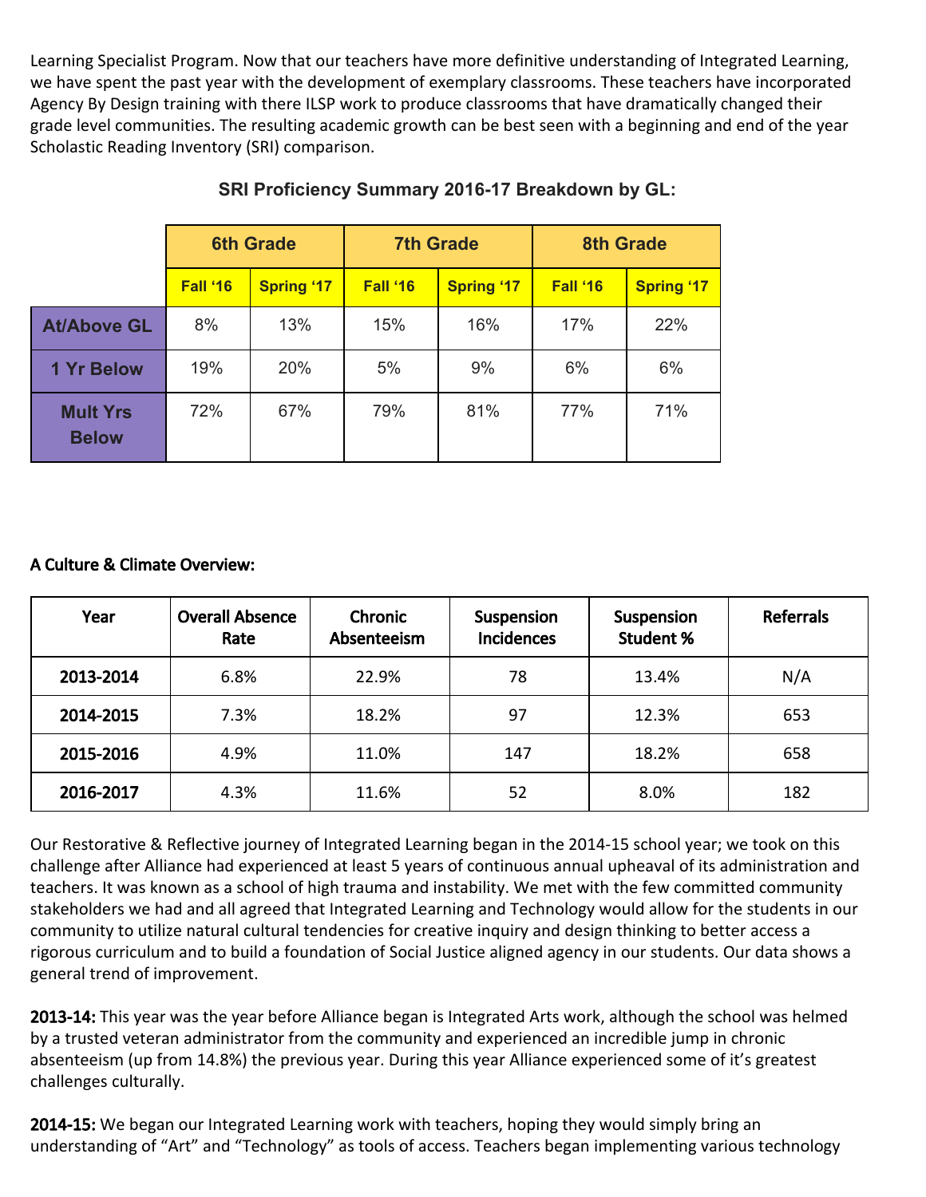Learning Specialist Program. Now that our teachers have more definitive understanding of Integrated Learning, we have spent the past year with the development of exemplary classrooms. These teachers have incorporated Agency By Design training with there ILSP work to produce classrooms that have dramatically changed their grade level communities. The resulting academic growth can be best seen with a beginning and end of the year Scholastic Reading Inventory (SRI) comparison.

**SRI Proficiency Summary 2016-17 Breakdown by GL:**

| | 6th Grade | | 7th Grade | | 8th Grade | |
|---|---|---|---|---|---|---|
| | Fall '16 | Spring '17 | Fall '16 | Spring '17 | Fall '16 | Spring '17 |
| **At/Above GL** | 8% | 13% | 15% | 16% | 17% | 22% |
| **1 Yr Below** | 19% | 20% | 5% | 9% | 6% | 6% |
| **Mult Yrs Below** | 72% | 67% | 79% | 81% | 77% | 71% |

**A Culture & Climate Overview:**

| Year | Overall Absence Rate | Chronic Absenteeism | Suspension Incidences | Suspension Student % | Referrals |
|---|---|---|---|---|---|
| **2013-2014** | 6.8% | 22.9% | 78 | 13.4% | N/A |
| **2014-2015** | 7.3% | 18.2% | 97 | 12.3% | 653 |
| **2015-2016** | 4.9% | 11.0% | 147 | 18.2% | 658 |
| **2016-2017** | 4.3% | 11.6% | 52 | 8.0% | 182 |

Our Restorative & Reflective journey of Integrated Learning began in the 2014-15 school year; we took on this challenge after Alliance had experienced at least 5 years of continuous annual upheaval of its administration and teachers. It was known as a school of high trauma and instability. We met with the few committed community stakeholders we had and all agreed that Integrated Learning and Technology would allow for the students in our community to utilize natural cultural tendencies for creative inquiry and design thinking to better access a rigorous curriculum and to build a foundation of Social Justice aligned agency in our students. Our data shows a general trend of improvement.

**2013-14:** This year was the year before Alliance began is Integrated Arts work, although the school was helmed by a trusted veteran administrator from the community and experienced an incredible jump in chronic absenteeism (up from 14.8%) the previous year. During this year Alliance experienced some of it's greatest challenges culturally.

**2014-15:** We began our Integrated Learning work with teachers, hoping they would simply bring an understanding of "Art" and "Technology" as tools of access. Teachers began implementing various technology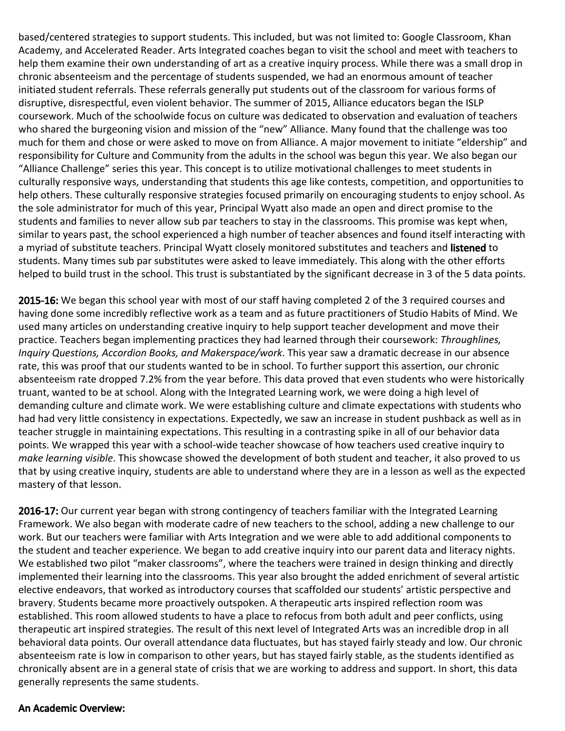based/centered strategies to support students. This included, but was not limited to: Google Classroom, Khan Academy, and Accelerated Reader. Arts Integrated coaches began to visit the school and meet with teachers to help them examine their own understanding of art as a creative inquiry process. While there was a small drop in chronic absenteeism and the percentage of students suspended, we had an enormous amount of teacher initiated student referrals. These referrals generally put students out of the classroom for various forms of disruptive, disrespectful, even violent behavior. The summer of 2015, Alliance educators began the ISLP coursework. Much of the schoolwide focus on culture was dedicated to observation and evaluation of teachers who shared the burgeoning vision and mission of the "new" Alliance. Many found that the challenge was too much for them and chose or were asked to move on from Alliance. A major movement to initiate "eldership" and responsibility for Culture and Community from the adults in the school was begun this year. We also began our "Alliance Challenge" series this year. This concept is to utilize motivational challenges to meet students in culturally responsive ways, understanding that students this age like contests, competition, and opportunities to help others. These culturally responsive strategies focused primarily on encouraging students to enjoy school. As the sole administrator for much of this year, Principal Wyatt also made an open and direct promise to the students and families to never allow sub par teachers to stay in the classrooms. This promise was kept when, similar to years past, the school experienced a high number of teacher absences and found itself interacting with a myriad of substitute teachers. Principal Wyatt closely monitored substitutes and teachers and **listened** to students. Many times sub par substitutes were asked to leave immediately. This along with the other efforts helped to build trust in the school. This trust is substantiated by the significant decrease in 3 of the 5 data points.

**2015-16:** We began this school year with most of our staff having completed 2 of the 3 required courses and having done some incredibly reflective work as a team and as future practitioners of Studio Habits of Mind. We used many articles on understanding creative inquiry to help support teacher development and move their practice. Teachers began implementing practices they had learned through their coursework: *Throughlines, Inquiry Questions, Accordion Books, and Makerspace/work*. This year saw a dramatic decrease in our absence rate, this was proof that our students wanted to be in school. To further support this assertion, our chronic absenteeism rate dropped 7.2% from the year before. This data proved that even students who were historically truant, wanted to be at school. Along with the Integrated Learning work, we were doing a high level of demanding culture and climate work. We were establishing culture and climate expectations with students who had had very little consistency in expectations. Expectedly, we saw an increase in student pushback as well as in teacher struggle in maintaining expectations. This resulting in a contrasting spike in all of our behavior data points. We wrapped this year with a school-wide teacher showcase of how teachers used creative inquiry to *make learning visible*. This showcase showed the development of both student and teacher, it also proved to us that by using creative inquiry, students are able to understand where they are in a lesson as well as the expected mastery of that lesson.

**2016-17:** Our current year began with strong contingency of teachers familiar with the Integrated Learning Framework. We also began with moderate cadre of new teachers to the school, adding a new challenge to our work. But our teachers were familiar with Arts Integration and we were able to add additional components to the student and teacher experience. We began to add creative inquiry into our parent data and literacy nights. We established two pilot "maker classrooms", where the teachers were trained in design thinking and directly implemented their learning into the classrooms. This year also brought the added enrichment of several artistic elective endeavors, that worked as introductory courses that scaffolded our students' artistic perspective and bravery. Students became more proactively outspoken. A therapeutic arts inspired reflection room was established. This room allowed students to have a place to refocus from both adult and peer conflicts, using therapeutic art inspired strategies. The result of this next level of Integrated Arts was an incredible drop in all behavioral data points. Our overall attendance data fluctuates, but has stayed fairly steady and low. Our chronic absenteeism rate is low in comparison to other years, but has stayed fairly stable, as the students identified as chronically absent are in a general state of crisis that we are working to address and support. In short, this data generally represents the same students.

**An Academic Overview:**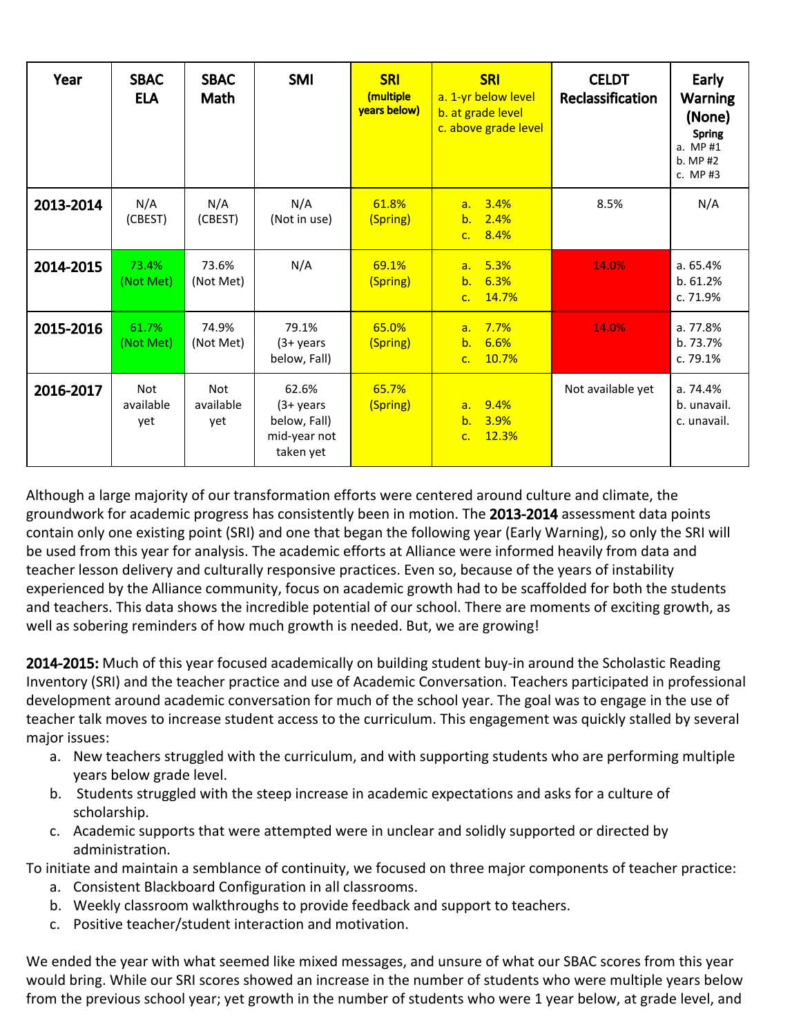| Year | SBAC ELA | SBAC Math | SMI | SRI (multiple years below) | SRI a. 1-yr below level b. at grade level c. above grade level | CELDT Reclassification | Early Warning (None) Spring a. MP #1 b. MP #2 c. MP #3 |
|---|---|---|---|---|---|---|---|
| **2013-2014** | N/A (CBEST) | N/A (CBEST) | N/A (Not in use) | 61.8% (Spring) | a. 3.4% b. 2.4% c. 8.4% | 8.5% | N/A |
| **2014-2015** | 73.4% (Not Met) | 73.6% (Not Met) | N/A | 69.1% (Spring) | a. 5.3% b. 6.3% c. 14.7% | 14.0% | a. 65.4% b. 61.2% c. 71.9% |
| **2015-2016** | 61.7% (Not Met) | 74.9% (Not Met) | 79.1% (3+ years below, Fall) | 65.0% (Spring) | a. 7.7% b. 6.6% c. 10.7% | 14.0% | a. 77.8% b. 73.7% c. 79.1% |
| **2016-2017** | Not available yet | Not available yet | 62.6% (3+ years below, Fall) mid-year not taken yet | 65.7% (Spring) | a. 9.4% b. 3.9% c. 12.3% | Not available yet | a. 74.4% b. unavail. c. unavail. |

Although a large majority of our transformation efforts were centered around culture and climate, the groundwork for academic progress has consistently been in motion. The **2013-2014** assessment data points contain only one existing point (SRI) and one that began the following year (Early Warning), so only the SRI will be used from this year for analysis. The academic efforts at Alliance were informed heavily from data and teacher lesson delivery and culturally responsive practices. Even so, because of the years of instability experienced by the Alliance community, focus on academic growth had to be scaffolded for both the students and teachers. This data shows the incredible potential of our school. There are moments of exciting growth, as well as sobering reminders of how much growth is needed. But, we are growing!

**2014-2015:** Much of this year focused academically on building student buy-in around the Scholastic Reading Inventory (SRI) and the teacher practice and use of Academic Conversation. Teachers participated in professional development around academic conversation for much of the school year. The goal was to engage in the use of teacher talk moves to increase student access to the curriculum. This engagement was quickly stalled by several major issues:

a. New teachers struggled with the curriculum, and with supporting students who are performing multiple years below grade level.
b. Students struggled with the steep increase in academic expectations and asks for a culture of scholarship.
c. Academic supports that were attempted were in unclear and solidly supported or directed by administration.

To initiate and maintain a semblance of continuity, we focused on three major components of teacher practice:

a. Consistent Blackboard Configuration in all classrooms.
b. Weekly classroom walkthroughs to provide feedback and support to teachers.
c. Positive teacher/student interaction and motivation.

We ended the year with what seemed like mixed messages, and unsure of what our SBAC scores from this year would bring. While our SRI scores showed an increase in the number of students who were multiple years below from the previous school year; yet growth in the number of students who were 1 year below, at grade level, and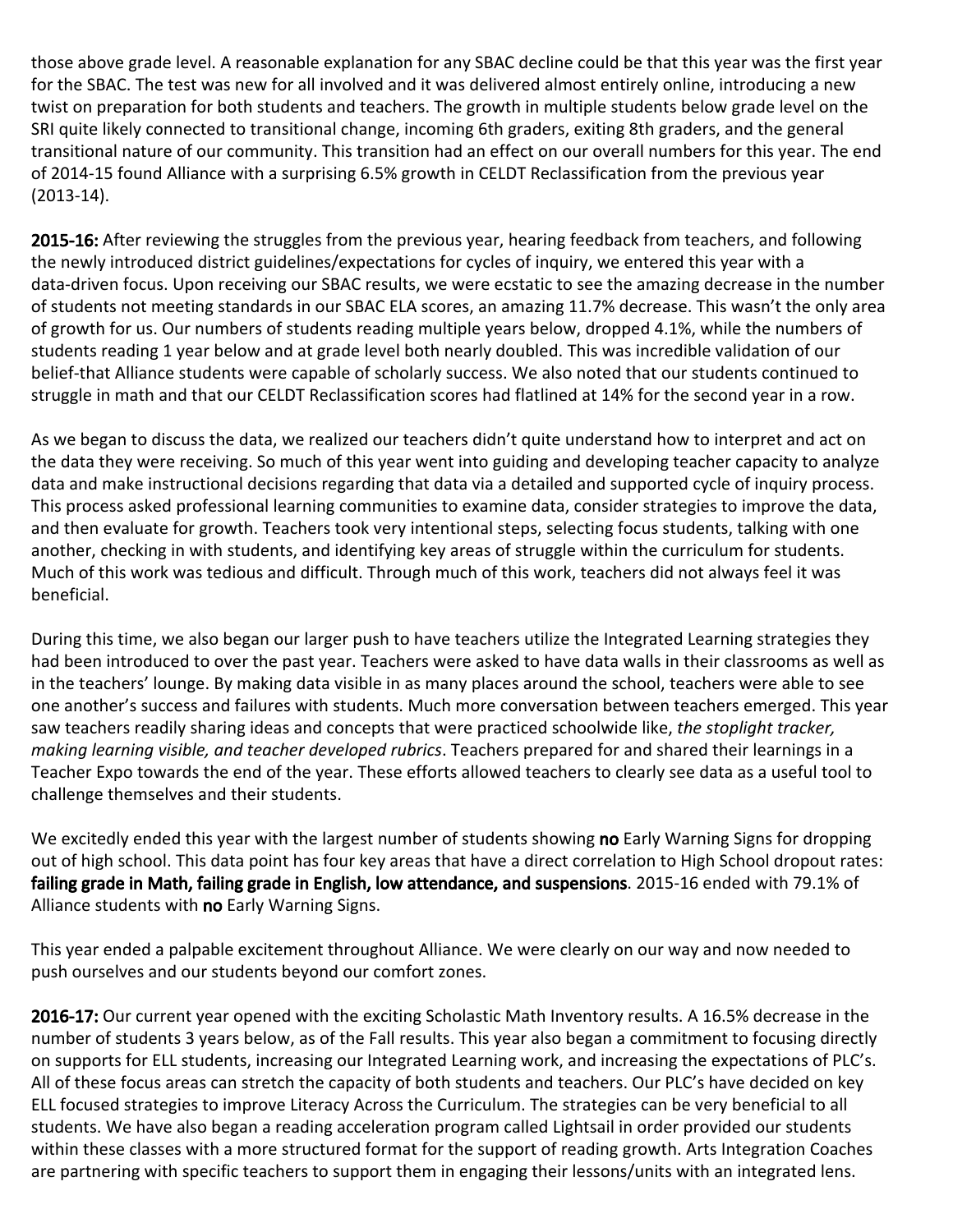those above grade level. A reasonable explanation for any SBAC decline could be that this year was the first year for the SBAC. The test was new for all involved and it was delivered almost entirely online, introducing a new twist on preparation for both students and teachers. The growth in multiple students below grade level on the SRI quite likely connected to transitional change, incoming 6th graders, exiting 8th graders, and the general transitional nature of our community. This transition had an effect on our overall numbers for this year. The end of 2014-15 found Alliance with a surprising 6.5% growth in CELDT Reclassification from the previous year (2013-14).

**2015-16:** After reviewing the struggles from the previous year, hearing feedback from teachers, and following the newly introduced district guidelines/expectations for cycles of inquiry, we entered this year with a data-driven focus. Upon receiving our SBAC results, we were ecstatic to see the amazing decrease in the number of students not meeting standards in our SBAC ELA scores, an amazing 11.7% decrease. This wasn't the only area of growth for us. Our numbers of students reading multiple years below, dropped 4.1%, while the numbers of students reading 1 year below and at grade level both nearly doubled. This was incredible validation of our belief-that Alliance students were capable of scholarly success. We also noted that our students continued to struggle in math and that our CELDT Reclassification scores had flatlined at 14% for the second year in a row.

As we began to discuss the data, we realized our teachers didn't quite understand how to interpret and act on the data they were receiving. So much of this year went into guiding and developing teacher capacity to analyze data and make instructional decisions regarding that data via a detailed and supported cycle of inquiry process. This process asked professional learning communities to examine data, consider strategies to improve the data, and then evaluate for growth. Teachers took very intentional steps, selecting focus students, talking with one another, checking in with students, and identifying key areas of struggle within the curriculum for students. Much of this work was tedious and difficult. Through much of this work, teachers did not always feel it was beneficial.

During this time, we also began our larger push to have teachers utilize the Integrated Learning strategies they had been introduced to over the past year. Teachers were asked to have data walls in their classrooms as well as in the teachers' lounge. By making data visible in as many places around the school, teachers were able to see one another's success and failures with students. Much more conversation between teachers emerged. This year saw teachers readily sharing ideas and concepts that were practiced schoolwide like, *the stoplight tracker, making learning visible, and teacher developed rubrics*. Teachers prepared for and shared their learnings in a Teacher Expo towards the end of the year. These efforts allowed teachers to clearly see data as a useful tool to challenge themselves and their students.

We excitedly ended this year with the largest number of students showing **no** Early Warning Signs for dropping out of high school. This data point has four key areas that have a direct correlation to High School dropout rates: **failing grade in Math, failing grade in English, low attendance, and suspensions**. 2015-16 ended with 79.1% of Alliance students with **no** Early Warning Signs.

This year ended a palpable excitement throughout Alliance. We were clearly on our way and now needed to push ourselves and our students beyond our comfort zones.

**2016-17:** Our current year opened with the exciting Scholastic Math Inventory results. A 16.5% decrease in the number of students 3 years below, as of the Fall results. This year also began a commitment to focusing directly on supports for ELL students, increasing our Integrated Learning work, and increasing the expectations of PLC's. All of these focus areas can stretch the capacity of both students and teachers. Our PLC's have decided on key ELL focused strategies to improve Literacy Across the Curriculum. The strategies can be very beneficial to all students. We have also began a reading acceleration program called Lightsail in order provided our students within these classes with a more structured format for the support of reading growth. Arts Integration Coaches are partnering with specific teachers to support them in engaging their lessons/units with an integrated lens.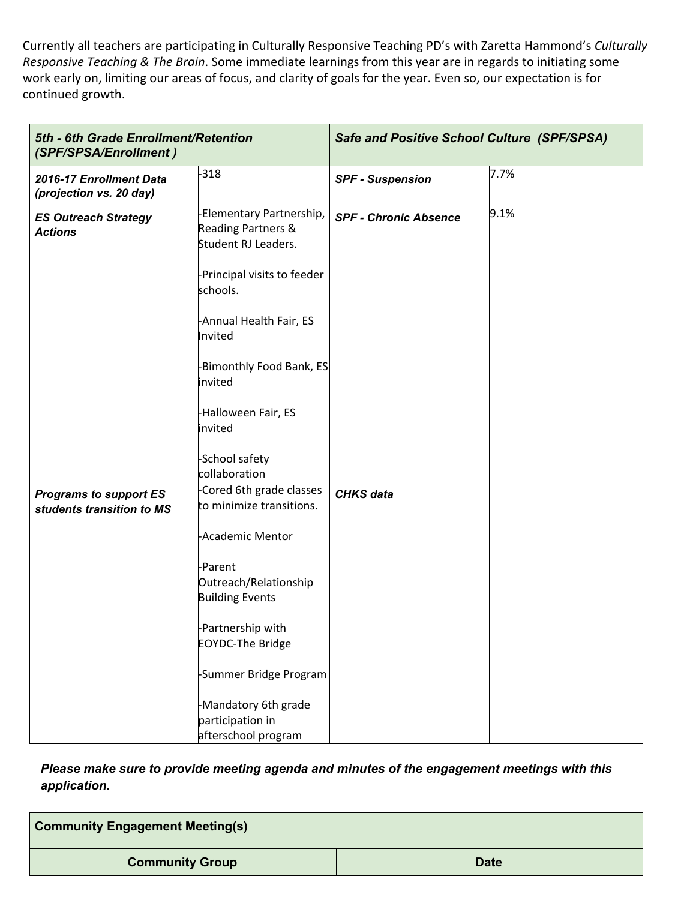Currently all teachers are participating in Culturally Responsive Teaching PD's with Zaretta Hammond's *Culturally Responsive Teaching & The Brain*. Some immediate learnings from this year are in regards to initiating some work early on, limiting our areas of focus, and clarity of goals for the year. Even so, our expectation is for continued growth.

| ***5th - 6th Grade Enrollment/Retention (SPF/SPSA/Enrollment )*** | | ***Safe and Positive School Culture (SPF/SPSA)*** | |
|---|---|---|---|
| ***2016-17 Enrollment Data (projection vs. 20 day)*** | -318 | ***SPF - Suspension*** | 7.7% |
| ***ES Outreach Strategy Actions*** | -Elementary Partnership, Reading Partners & Student RJ Leaders.<br><br>-Principal visits to feeder schools.<br><br>-Annual Health Fair, ES Invited<br><br>-Bimonthly Food Bank, ES invited<br><br>-Halloween Fair, ES invited<br><br>-School safety collaboration | ***SPF - Chronic Absence*** | 9.1% |
| ***Programs to support ES students transition to MS*** | -Cored 6th grade classes to minimize transitions.<br><br>-Academic Mentor<br><br>-Parent Outreach/Relationship Building Events<br><br>-Partnership with EOYDC-The Bridge<br><br>-Summer Bridge Program<br><br>-Mandatory 6th grade participation in afterschool program | ***CHKS data*** | |

***Please make sure to provide meeting agenda and minutes of the engagement meetings with this application.***

| **Community Engagement Meeting(s)** | |
|---|---|
| **Community Group** | **Date** |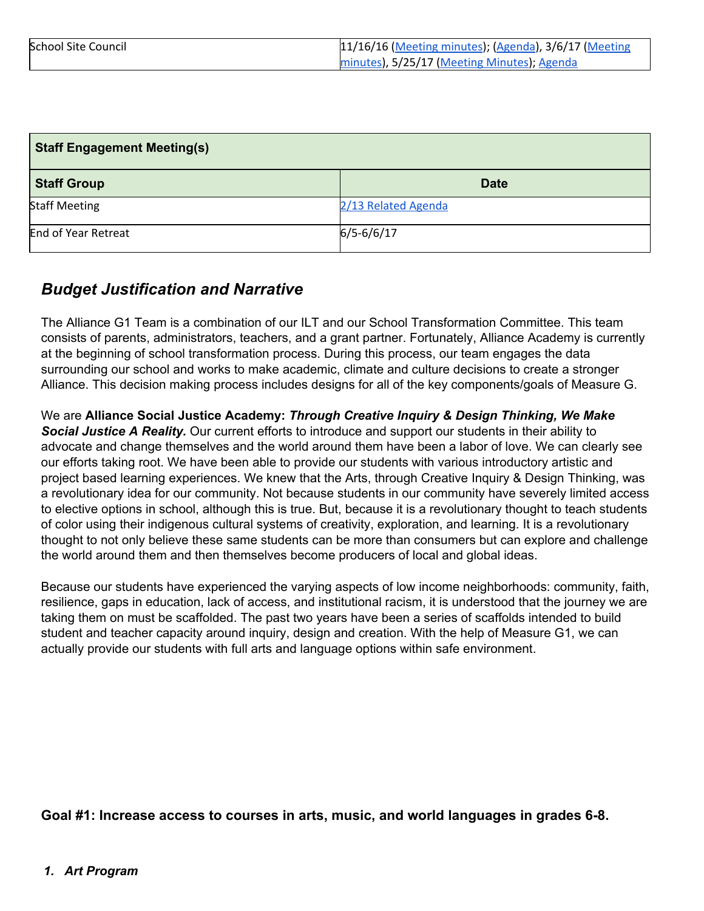| School Site Council | 11/16/16 (Meeting minutes); (Agenda), 3/6/17 (Meeting minutes), 5/25/17 (Meeting Minutes); Agenda |
|---|---|

| Staff Engagement Meeting(s) | |
|---|---|
| **Staff Group** | **Date** |
| Staff Meeting | 2/13 Related Agenda |
| End of Year Retreat | 6/5-6/6/17 |

## *Budget Justification and Narrative*

The Alliance G1 Team is a combination of our ILT and our School Transformation Committee. This team consists of parents, administrators, teachers, and a grant partner. Fortunately, Alliance Academy is currently at the beginning of school transformation process. During this process, our team engages the data surrounding our school and works to make academic, climate and culture decisions to create a stronger Alliance. This decision making process includes designs for all of the key components/goals of Measure G.

We are **Alliance Social Justice Academy: *Through Creative Inquiry & Design Thinking, We Make Social Justice A Reality.*** Our current efforts to introduce and support our students in their ability to advocate and change themselves and the world around them have been a labor of love. We can clearly see our efforts taking root. We have been able to provide our students with various introductory artistic and project based learning experiences. We knew that the Arts, through Creative Inquiry & Design Thinking, was a revolutionary idea for our community. Not because students in our community have severely limited access to elective options in school, although this is true. But, because it is a revolutionary thought to teach students of color using their indigenous cultural systems of creativity, exploration, and learning. It is a revolutionary thought to not only believe these same students can be more than consumers but can explore and challenge the world around them and then themselves become producers of local and global ideas.

Because our students have experienced the varying aspects of low income neighborhoods: community, faith, resilience, gaps in education, lack of access, and institutional racism, it is understood that the journey we are taking them on must be scaffolded. The past two years have been a series of scaffolds intended to build student and teacher capacity around inquiry, design and creation. With the help of Measure G1, we can actually provide our students with full arts and language options within safe environment.

### Goal #1: Increase access to courses in arts, music, and world languages in grades 6-8.

1. ***Art Program***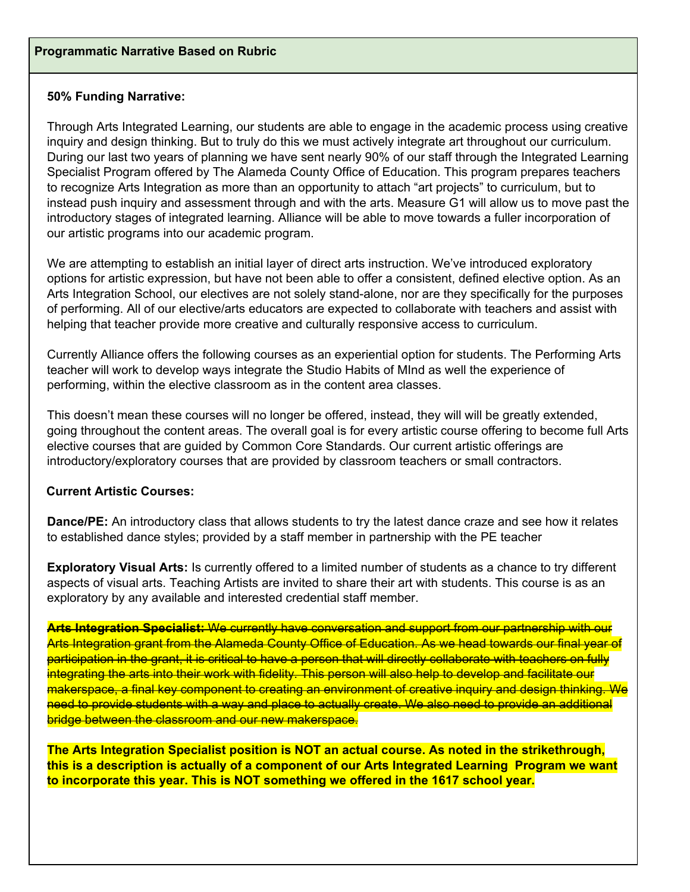**Programmatic Narrative Based on Rubric**

**50% Funding Narrative:**

Through Arts Integrated Learning, our students are able to engage in the academic process using creative inquiry and design thinking. But to truly do this we must actively integrate art throughout our curriculum. During our last two years of planning we have sent nearly 90% of our staff through the Integrated Learning Specialist Program offered by The Alameda County Office of Education. This program prepares teachers to recognize Arts Integration as more than an opportunity to attach “art projects” to curriculum, but to instead push inquiry and assessment through and with the arts. Measure G1 will allow us to move past the introductory stages of integrated learning. Alliance will be able to move towards a fuller incorporation of our artistic programs into our academic program.

We are attempting to establish an initial layer of direct arts instruction. We’ve introduced exploratory options for artistic expression, but have not been able to offer a consistent, defined elective option. As an Arts Integration School, our electives are not solely stand-alone, nor are they specifically for the purposes of performing. All of our elective/arts educators are expected to collaborate with teachers and assist with helping that teacher provide more creative and culturally responsive access to curriculum.

Currently Alliance offers the following courses as an experiential option for students. The Performing Arts teacher will work to develop ways integrate the Studio Habits of MInd as well the experience of performing, within the elective classroom as in the content area classes.

This doesn’t mean these courses will no longer be offered, instead, they will will be greatly extended, going throughout the content areas. The overall goal is for every artistic course offering to become full Arts elective courses that are guided by Common Core Standards. Our current artistic offerings are introductory/exploratory courses that are provided by classroom teachers or small contractors.

**Current Artistic Courses:**

**Dance/PE:** An introductory class that allows students to try the latest dance craze and see how it relates to established dance styles; provided by a staff member in partnership with the PE teacher

**Exploratory Visual Arts:** Is currently offered to a limited number of students as a chance to try different aspects of visual arts. Teaching Artists are invited to share their art with students. This course is as an exploratory by any available and interested credential staff member.

~~**Arts Integration Specialist:** We currently have conversation and support from our partnership with our Arts Integration grant from the Alameda County Office of Education. As we head towards our final year of participation in the grant, it is critical to have a person that will directly collaborate with teachers on fully integrating the arts into their work with fidelity. This person will also help to develop and facilitate our makerspace, a final key component to creating an environment of creative inquiry and design thinking. We need to provide students with a way and place to actually create. We also need to provide an additional bridge between the classroom and our new makerspace.~~

**The Arts Integration Specialist position is NOT an actual course. As noted in the strikethrough, this is a description is actually of a component of our Arts Integrated Learning Program we want to incorporate this year. This is NOT something we offered in the 1617 school year.**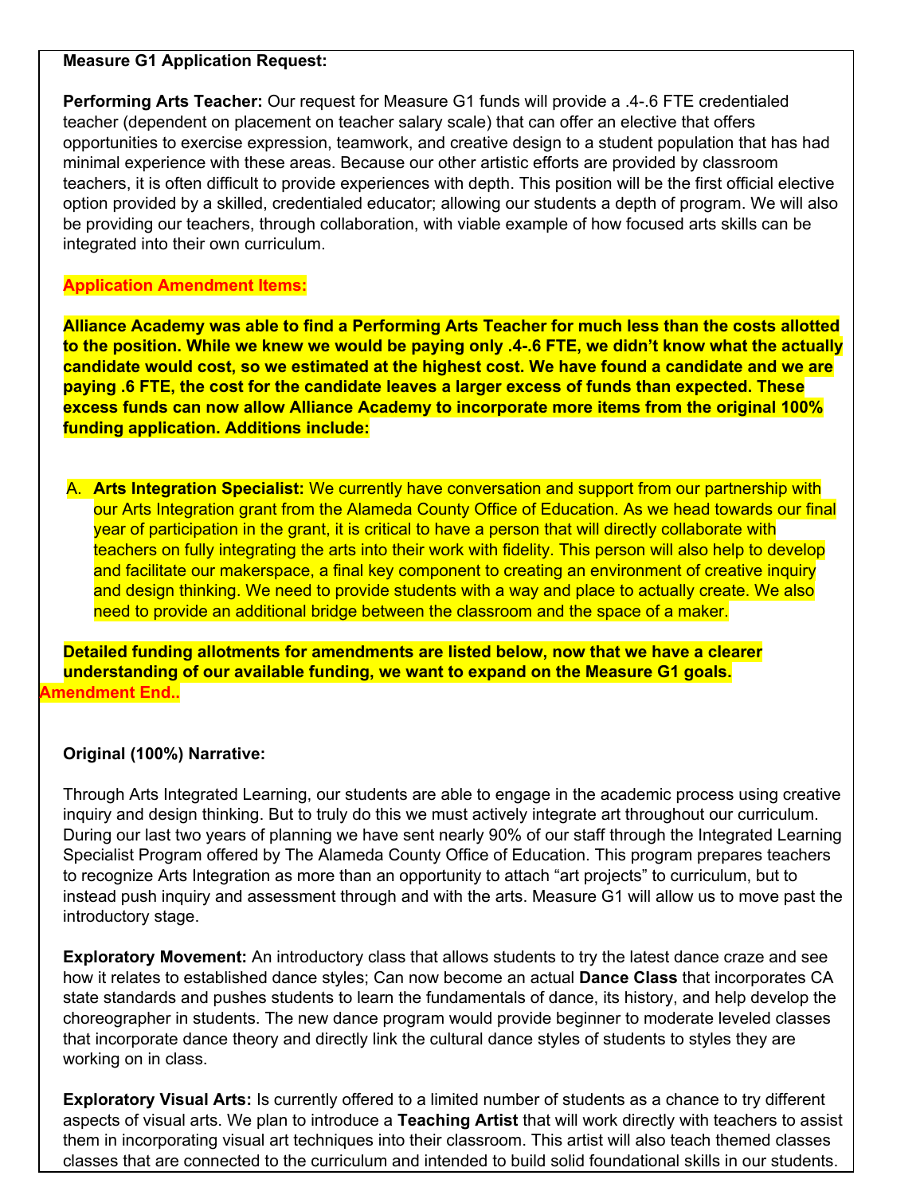**Measure G1 Application Request:**

**Performing Arts Teacher:** Our request for Measure G1 funds will provide a .4-.6 FTE credentialed teacher (dependent on placement on teacher salary scale) that can offer an elective that offers opportunities to exercise expression, teamwork, and creative design to a student population that has had minimal experience with these areas. Because our other artistic efforts are provided by classroom teachers, it is often difficult to provide experiences with depth. This position will be the first official elective option provided by a skilled, credentialed educator; allowing our students a depth of program. We will also be providing our teachers, through collaboration, with viable example of how focused arts skills can be integrated into their own curriculum.

**Application Amendment Items:**

**Alliance Academy was able to find a Performing Arts Teacher for much less than the costs allotted to the position. While we knew we would be paying only .4-.6 FTE, we didn't know what the actually candidate would cost, so we estimated at the highest cost. We have found a candidate and we are paying .6 FTE, the cost for the candidate leaves a larger excess of funds than expected. These excess funds can now allow Alliance Academy to incorporate more items from the original 100% funding application. Additions include:**

A. **Arts Integration Specialist:** We currently have conversation and support from our partnership with our Arts Integration grant from the Alameda County Office of Education. As we head towards our final year of participation in the grant, it is critical to have a person that will directly collaborate with teachers on fully integrating the arts into their work with fidelity. This person will also help to develop and facilitate our makerspace, a final key component to creating an environment of creative inquiry and design thinking. We need to provide students with a way and place to actually create. We also need to provide an additional bridge between the classroom and the space of a maker.

**Detailed funding allotments for amendments are listed below, now that we have a clearer understanding of our available funding, we want to expand on the Measure G1 goals.**

**Amendment End..**

**Original (100%) Narrative:**

Through Arts Integrated Learning, our students are able to engage in the academic process using creative inquiry and design thinking. But to truly do this we must actively integrate art throughout our curriculum. During our last two years of planning we have sent nearly 90% of our staff through the Integrated Learning Specialist Program offered by The Alameda County Office of Education. This program prepares teachers to recognize Arts Integration as more than an opportunity to attach "art projects" to curriculum, but to instead push inquiry and assessment through and with the arts. Measure G1 will allow us to move past the introductory stage.

**Exploratory Movement:** An introductory class that allows students to try the latest dance craze and see how it relates to established dance styles; Can now become an actual **Dance Class** that incorporates CA state standards and pushes students to learn the fundamentals of dance, its history, and help develop the choreographer in students. The new dance program would provide beginner to moderate leveled classes that incorporate dance theory and directly link the cultural dance styles of students to styles they are working on in class.

**Exploratory Visual Arts:** Is currently offered to a limited number of students as a chance to try different aspects of visual arts. We plan to introduce a **Teaching Artist** that will work directly with teachers to assist them in incorporating visual art techniques into their classroom. This artist will also teach themed classes classes that are connected to the curriculum and intended to build solid foundational skills in our students.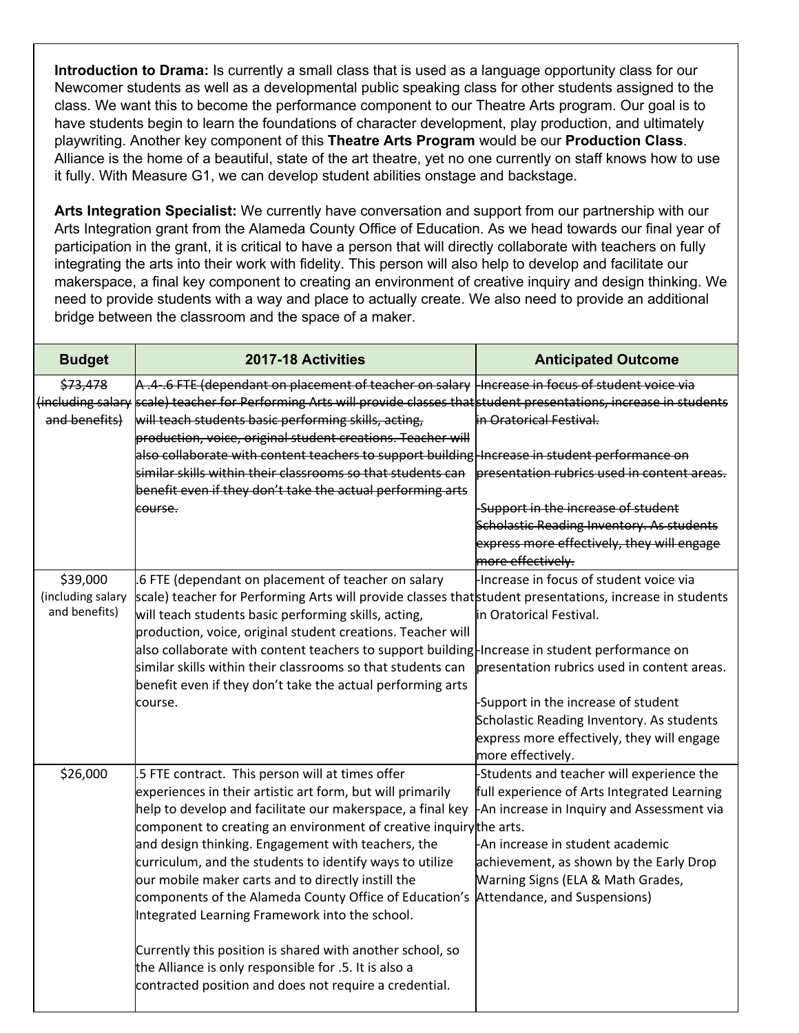**Introduction to Drama:** Is currently a small class that is used as a language opportunity class for our Newcomer students as well as a developmental public speaking class for other students assigned to the class. We want this to become the performance component to our Theatre Arts program. Our goal is to have students begin to learn the foundations of character development, play production, and ultimately playwriting. Another key component of this **Theatre Arts Program** would be our **Production Class**. Alliance is the home of a beautiful, state of the art theatre, yet no one currently on staff knows how to use it fully. With Measure G1, we can develop student abilities onstage and backstage.

**Arts Integration Specialist:** We currently have conversation and support from our partnership with our Arts Integration grant from the Alameda County Office of Education. As we head towards our final year of participation in the grant, it is critical to have a person that will directly collaborate with teachers on fully integrating the arts into their work with fidelity. This person will also help to develop and facilitate our makerspace, a final key component to creating an environment of creative inquiry and design thinking. We need to provide students with a way and place to actually create. We also need to provide an additional bridge between the classroom and the space of a maker.

| Budget | 2017-18 Activities | Anticipated Outcome |
|---|---|---|
| ~~$73,478 (including salary and benefits)~~ | ~~A .4-.6 FTE (dependant on placement of teacher on salary scale) teacher for Performing Arts will provide classes that will teach students basic performing skills, acting, production, voice, original student creations. Teacher will also collaborate with content teachers to support building similar skills within their classrooms so that students can benefit even if they don't take the actual performing arts course.~~ | ~~-Increase in focus of student voice via student presentations, increase in students in Oratorical Festival.~~<br><br>~~-Increase in student performance on presentation rubrics used in content areas.~~<br><br>~~-Support in the increase of student Scholastic Reading Inventory. As students express more effectively, they will engage more effectively.~~ |
| $39,000 (including salary and benefits) | .6 FTE (dependant on placement of teacher on salary scale) teacher for Performing Arts will provide classes that will teach students basic performing skills, acting, production, voice, original student creations. Teacher will also collaborate with content teachers to support building similar skills within their classrooms so that students can benefit even if they don't take the actual performing arts course. | -Increase in focus of student voice via student presentations, increase in students in Oratorical Festival.<br><br>-Increase in student performance on presentation rubrics used in content areas.<br><br>-Support in the increase of student Scholastic Reading Inventory. As students express more effectively, they will engage more effectively. |
| $26,000 | .5 FTE contract. This person will at times offer experiences in their artistic art form, but will primarily help to develop and facilitate our makerspace, a final key component to creating an environment of creative inquiry and design thinking. Engagement with teachers, the curriculum, and the students to identify ways to utilize our mobile maker carts and to directly instill the components of the Alameda County Office of Education's Integrated Learning Framework into the school.<br><br>Currently this position is shared with another school, so the Alliance is only responsible for .5. It is also a contracted position and does not require a credential. | -Students and teacher will experience the full experience of Arts Integrated Learning<br>-An increase in Inquiry and Assessment via the arts.<br>-An increase in student academic achievement, as shown by the Early Drop Warning Signs (ELA & Math Grades, Attendance, and Suspensions) |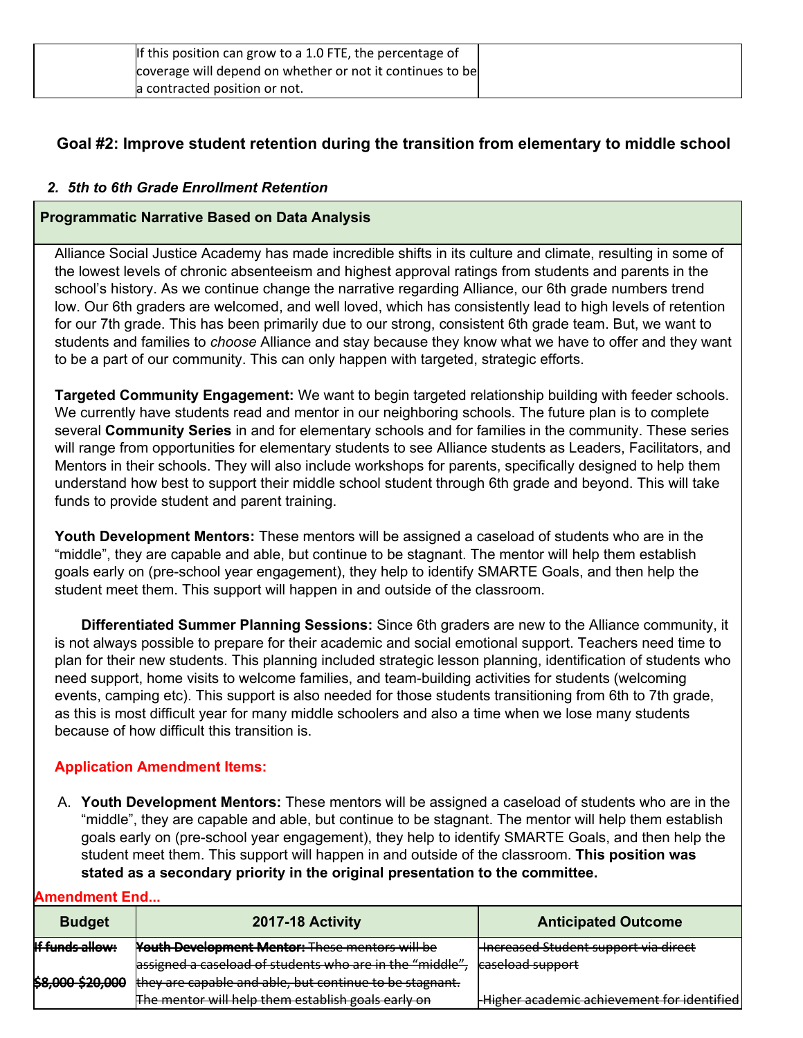| | If this position can grow to a 1.0 FTE, the percentage of coverage will depend on whether or not it continues to be a contracted position or not. | |
|---|---|---|

## Goal #2: Improve student retention during the transition from elementary to middle school

### *2. 5th to 6th Grade Enrollment Retention*

**Programmatic Narrative Based on Data Analysis**

Alliance Social Justice Academy has made incredible shifts in its culture and climate, resulting in some of the lowest levels of chronic absenteeism and highest approval ratings from students and parents in the school's history. As we continue change the narrative regarding Alliance, our 6th grade numbers trend low. Our 6th graders are welcomed, and well loved, which has consistently lead to high levels of retention for our 7th grade. This has been primarily due to our strong, consistent 6th grade team. But, we want to students and families to *choose* Alliance and stay because they know what we have to offer and they want to be a part of our community. This can only happen with targeted, strategic efforts.

**Targeted Community Engagement:** We want to begin targeted relationship building with feeder schools. We currently have students read and mentor in our neighboring schools. The future plan is to complete several **Community Series** in and for elementary schools and for families in the community. These series will range from opportunities for elementary students to see Alliance students as Leaders, Facilitators, and Mentors in their schools. They will also include workshops for parents, specifically designed to help them understand how best to support their middle school student through 6th grade and beyond. This will take funds to provide student and parent training.

**Youth Development Mentors:** These mentors will be assigned a caseload of students who are in the "middle", they are capable and able, but continue to be stagnant. The mentor will help them establish goals early on (pre-school year engagement), they help to identify SMARTE Goals, and then help the student meet them. This support will happen in and outside of the classroom.

**Differentiated Summer Planning Sessions:** Since 6th graders are new to the Alliance community, it is not always possible to prepare for their academic and social emotional support. Teachers need time to plan for their new students. This planning included strategic lesson planning, identification of students who need support, home visits to welcome families, and team-building activities for students (welcoming events, camping etc). This support is also needed for those students transitioning from 6th to 7th grade, as this is most difficult year for many middle schoolers and also a time when we lose many students because of how difficult this transition is.

**Application Amendment Items:**

A. **Youth Development Mentors:** These mentors will be assigned a caseload of students who are in the "middle", they are capable and able, but continue to be stagnant. The mentor will help them establish goals early on (pre-school year engagement), they help to identify SMARTE Goals, and then help the student meet them. This support will happen in and outside of the classroom. **This position was stated as a secondary priority in the original presentation to the committee.**

**Amendment End...**

| Budget | 2017-18 Activity | Anticipated Outcome |
|---|---|---|
| ~~**If funds allow:**~~<br><br>~~**$8,000-$20,000**~~ | ~~**Youth Development Mentor:** These mentors will be assigned a caseload of students who are in the "middle", they are capable and able, but continue to be stagnant. The mentor will help them establish goals early on~~ | ~~-Increased Student support via direct caseload support~~<br><br>~~-Higher academic achievement for identified~~ |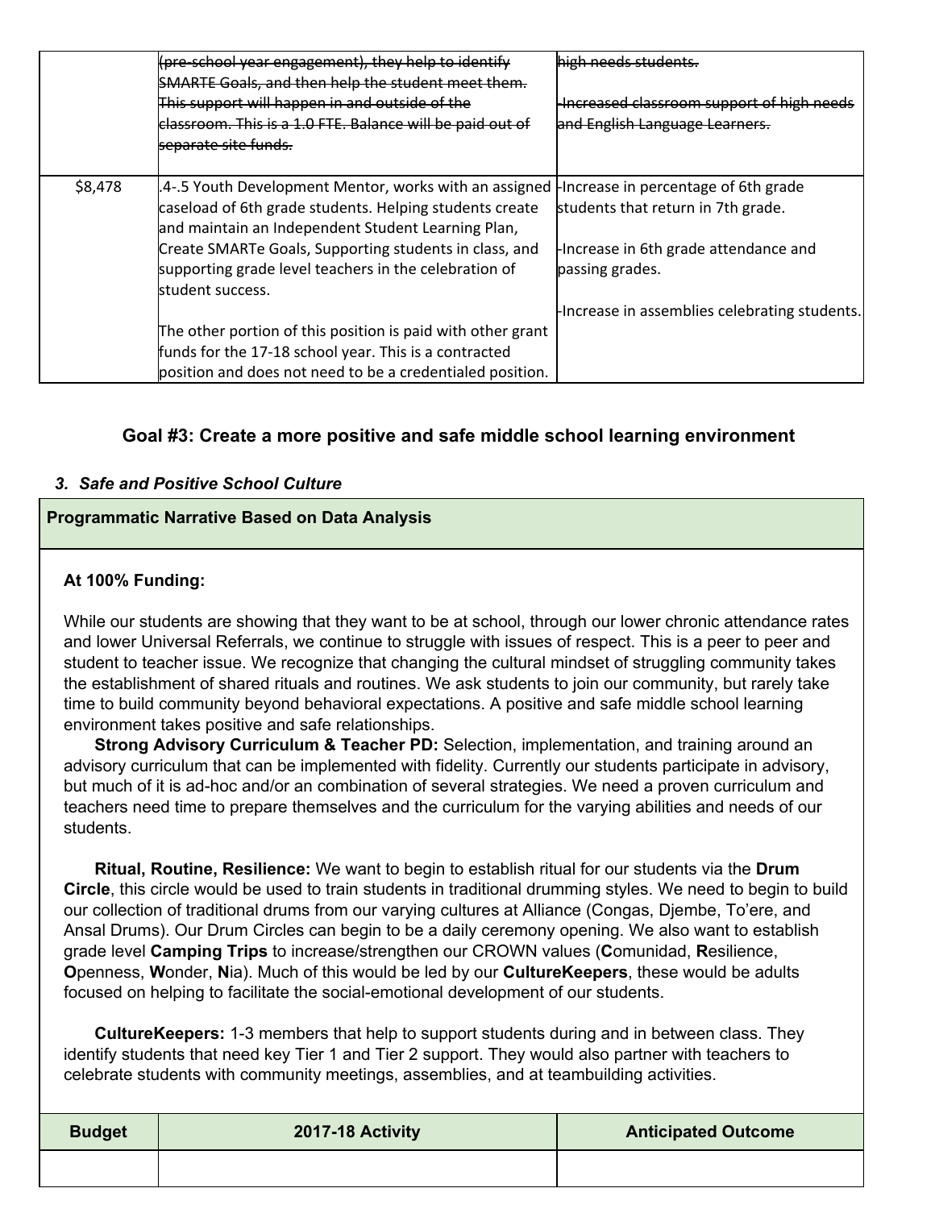| | | |
|---|---|---|
| | ~~(pre-school year engagement), they help to identify SMARTE Goals, and then help the student meet them. This support will happen in and outside of the classroom. This is a 1.0 FTE. Balance will be paid out of separate site funds.~~ | ~~high needs students.~~<br><br>~~-Increased classroom support of high needs and English Language Learners.~~ |
| $8,478 | .4-.5 Youth Development Mentor, works with an assigned caseload of 6th grade students. Helping students create and maintain an Independent Student Learning Plan, Create SMARTe Goals, Supporting students in class, and supporting grade level teachers in the celebration of student success.<br><br>The other portion of this position is paid with other grant funds for the 17-18 school year. This is a contracted position and does not need to be a credentialed position. | -Increase in percentage of 6th grade students that return in 7th grade.<br><br>-Increase in 6th grade attendance and passing grades.<br><br>-Increase in assemblies celebrating students. |

## Goal #3: Create a more positive and safe middle school learning environment

### *3. Safe and Positive School Culture*

**Programmatic Narrative Based on Data Analysis**

**At 100% Funding:**

While our students are showing that they want to be at school, through our lower chronic attendance rates and lower Universal Referrals, we continue to struggle with issues of respect. This is a peer to peer and student to teacher issue. We recognize that changing the cultural mindset of struggling community takes the establishment of shared rituals and routines. We ask students to join our community, but rarely take time to build community beyond behavioral expectations. A positive and safe middle school learning environment takes positive and safe relationships.

**Strong Advisory Curriculum & Teacher PD:** Selection, implementation, and training around an advisory curriculum that can be implemented with fidelity. Currently our students participate in advisory, but much of it is ad-hoc and/or an combination of several strategies. We need a proven curriculum and teachers need time to prepare themselves and the curriculum for the varying abilities and needs of our students.

**Ritual, Routine, Resilience:** We want to begin to establish ritual for our students via the **Drum Circle**, this circle would be used to train students in traditional drumming styles. We need to begin to build our collection of traditional drums from our varying cultures at Alliance (Congas, Djembe, To'ere, and Ansal Drums). Our Drum Circles can begin to be a daily ceremony opening. We also want to establish grade level **Camping Trips** to increase/strengthen our CROWN values (**C**omunidad, **R**esilience, **O**penness, **W**onder, **N**ia). Much of this would be led by our **CultureKeepers**, these would be adults focused on helping to facilitate the social-emotional development of our students.

**CultureKeepers:** 1-3 members that help to support students during and in between class. They identify students that need key Tier 1 and Tier 2 support. They would also partner with teachers to celebrate students with community meetings, assemblies, and at teambuilding activities.

| Budget | 2017-18 Activity | Anticipated Outcome |
|---|---|---|
| | | |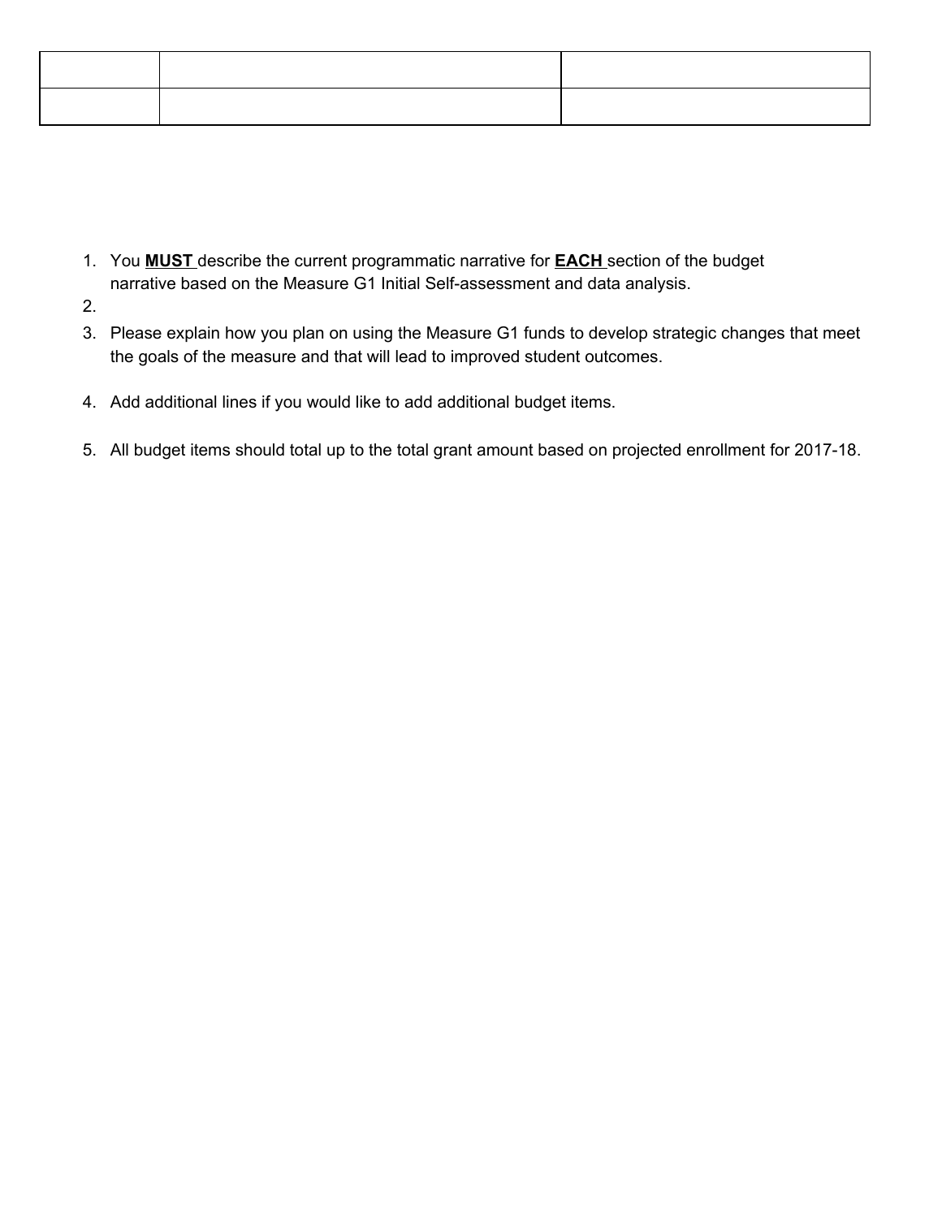| | | |
|---|---|---|
| | | |
| | | |

1. You **MUST** describe the current programmatic narrative for **EACH** section of the budget narrative based on the Measure G1 Initial Self-assessment and data analysis.
2. 
3. Please explain how you plan on using the Measure G1 funds to develop strategic changes that meet the goals of the measure and that will lead to improved student outcomes.
4. Add additional lines if you would like to add additional budget items.
5. All budget items should total up to the total grant amount based on projected enrollment for 2017-18.